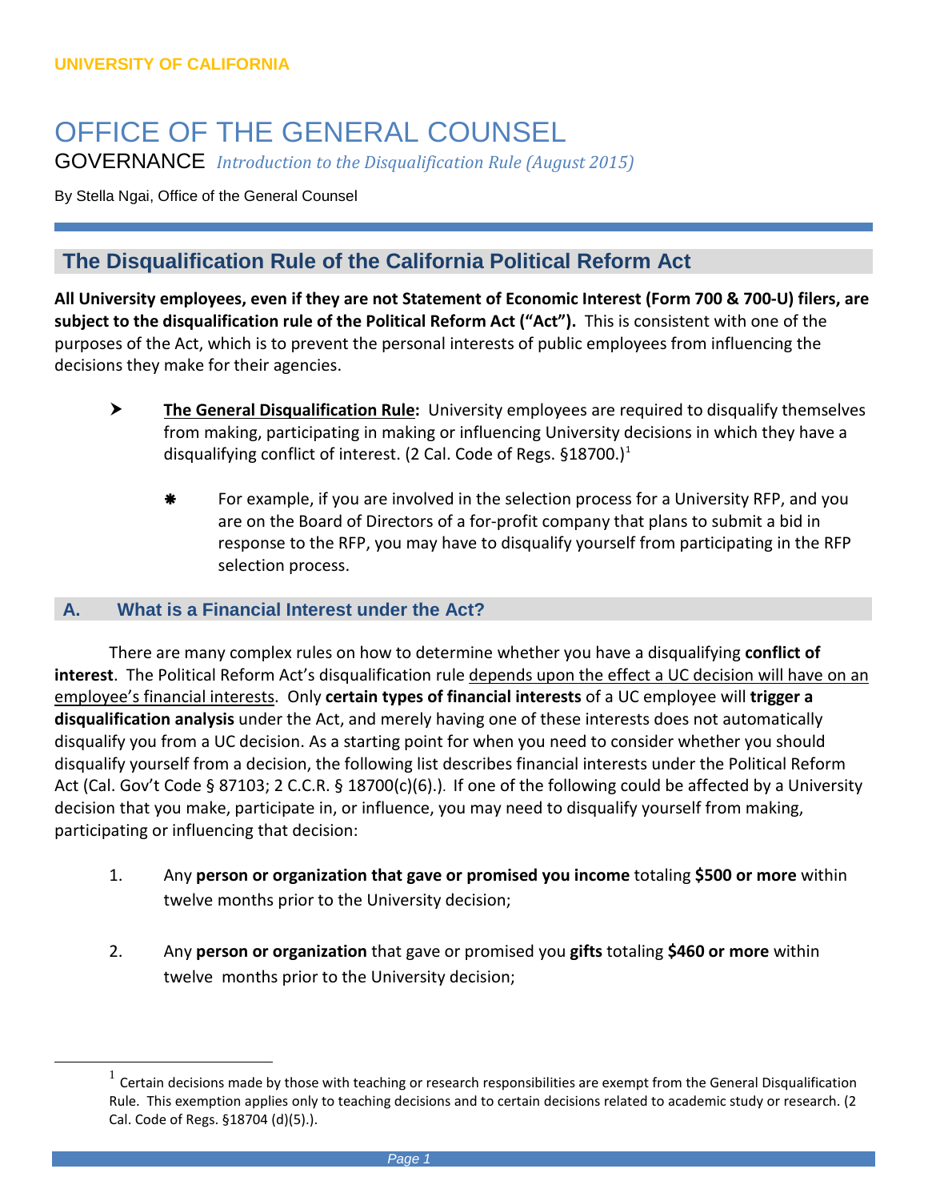**UNIVERSITY OF CALIFORNIA**

# OFFICE OF THE GENERAL COUNSEL

GOVERNANCE *Introduction to the Disqualification Rule (August 2015)*

By Stella Ngai, Office of the General Counsel

## The Disqualification Rule of the California Political Reform Act

**All University employees, even if they are not Statement of Economic Interest (Form 700 & 700-U) filers, are subject to the disqualification rule of the Political Reform Act ("Act").** This is consistent with one of the purposes of the Act, which is to prevent the personal interests of public employees from influencing the decisions they make for their agencies.

- **The General Disqualification Rule:** University employees are required to disqualify themselves from making, participating in making or influencing University decisions in which they have a disqualifying conflict of interest. (2 Cal. Code of Regs. §18700.)[1]

  - For example, if you are involved in the selection process for a University RFP, and you are on the Board of Directors of a for-profit company that plans to submit a bid in response to the RFP, you may have to disqualify yourself from participating in the RFP selection process.

### A. What is a Financial Interest under the Act?

There are many complex rules on how to determine whether you have a disqualifying **conflict of interest**. The Political Reform Act's disqualification rule depends upon the effect a UC decision will have on an employee's financial interests. Only **certain types of financial interests** of a UC employee will **trigger a disqualification analysis** under the Act, and merely having one of these interests does not automatically disqualify you from a UC decision. As a starting point for when you need to consider whether you should disqualify yourself from a decision, the following list describes financial interests under the Political Reform Act (Cal. Gov't Code § 87103; 2 C.C.R. § 18700(c)(6).). If one of the following could be affected by a University decision that you make, participate in, or influence, you may need to disqualify yourself from making, participating or influencing that decision:

1. Any **person or organization that gave or promised you income** totaling **$500 or more** within twelve months prior to the University decision;

2. Any **person or organization** that gave or promised you **gifts** totaling **$460 or more** within twelve months prior to the University decision;

---

[1] Certain decisions made by those with teaching or research responsibilities are exempt from the General Disqualification Rule. This exemption applies only to teaching decisions and to certain decisions related to academic study or research. (2 Cal. Code of Regs. §18704 (d)(5).).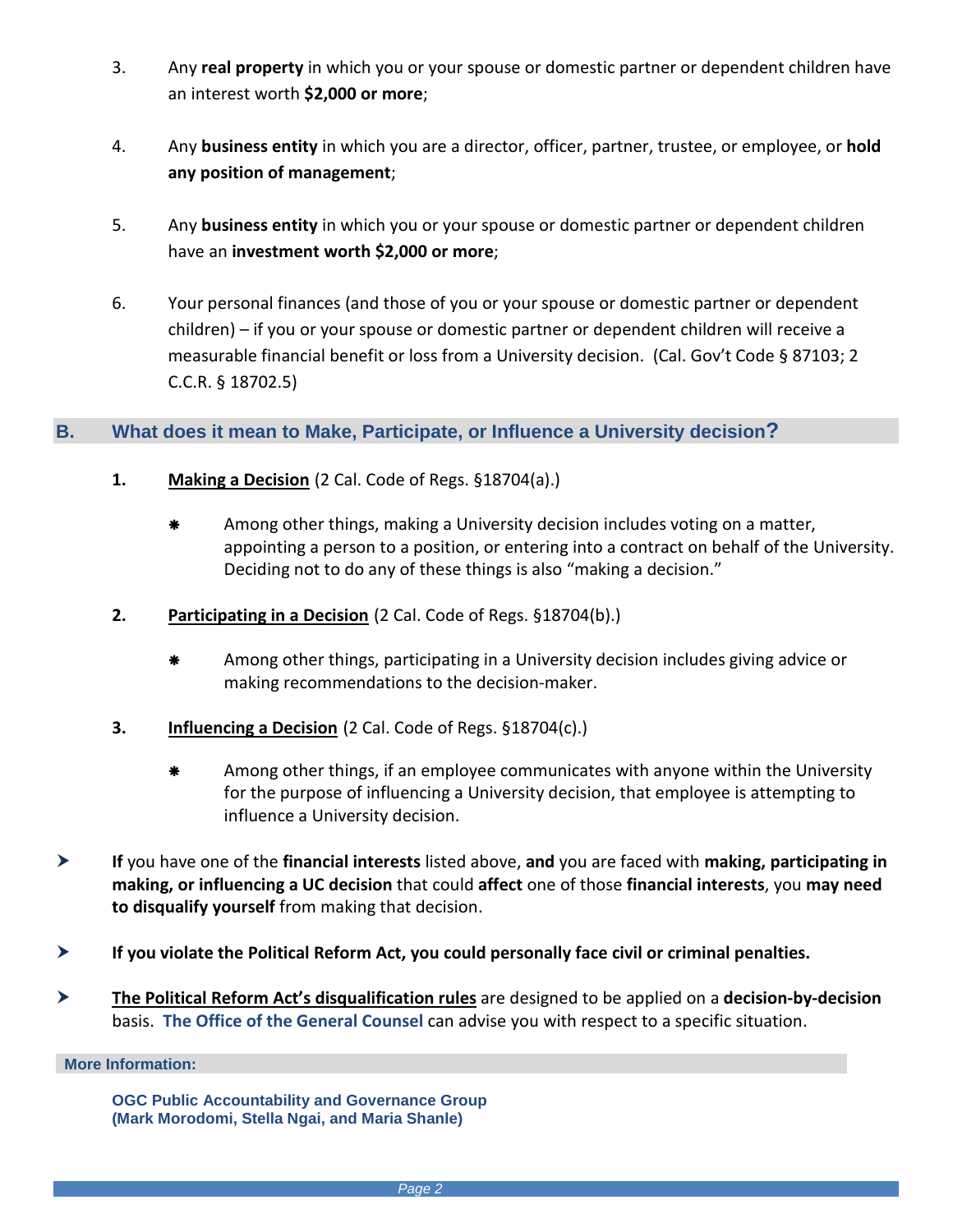3. Any **real property** in which you or your spouse or domestic partner or dependent children have an interest worth **$2,000 or more**;

4. Any **business entity** in which you are a director, officer, partner, trustee, or employee, or **hold any position of management**;

5. Any **business entity** in which you or your spouse or domestic partner or dependent children have an **investment worth $2,000 or more**;

6. Your personal finances (and those of you or your spouse or domestic partner or dependent children) – if you or your spouse or domestic partner or dependent children will receive a measurable financial benefit or loss from a University decision. (Cal. Gov't Code § 87103; 2 C.C.R. § 18702.5)

## B. What does it mean to Make, Participate, or Influence a University decision?

**1. <u>Making a Decision</u>** (2 Cal. Code of Regs. §18704(a).)

- Among other things, making a University decision includes voting on a matter, appointing a person to a position, or entering into a contract on behalf of the University. Deciding not to do any of these things is also "making a decision."

**2. <u>Participating in a Decision</u>** (2 Cal. Code of Regs. §18704(b).)

- Among other things, participating in a University decision includes giving advice or making recommendations to the decision-maker.

**3. <u>Influencing a Decision</u>** (2 Cal. Code of Regs. §18704(c).)

- Among other things, if an employee communicates with anyone within the University for the purpose of influencing a University decision, that employee is attempting to influence a University decision.

- **If** you have one of the **financial interests** listed above, **and** you are faced with **making, participating in making, or influencing a UC decision** that could **affect** one of those **financial interests**, you **may need to disqualify yourself** from making that decision.
- **If you violate the Political Reform Act, you could personally face civil or criminal penalties.**
- **<u>The Political Reform Act's disqualification rules</u>** are designed to be applied on a **decision-by-decision** basis. **The Office of the General Counsel** can advise you with respect to a specific situation.

**More Information:**

**OGC Public Accountability and Governance Group**
**(Mark Morodomi, Stella Ngai, and Maria Shanle)**